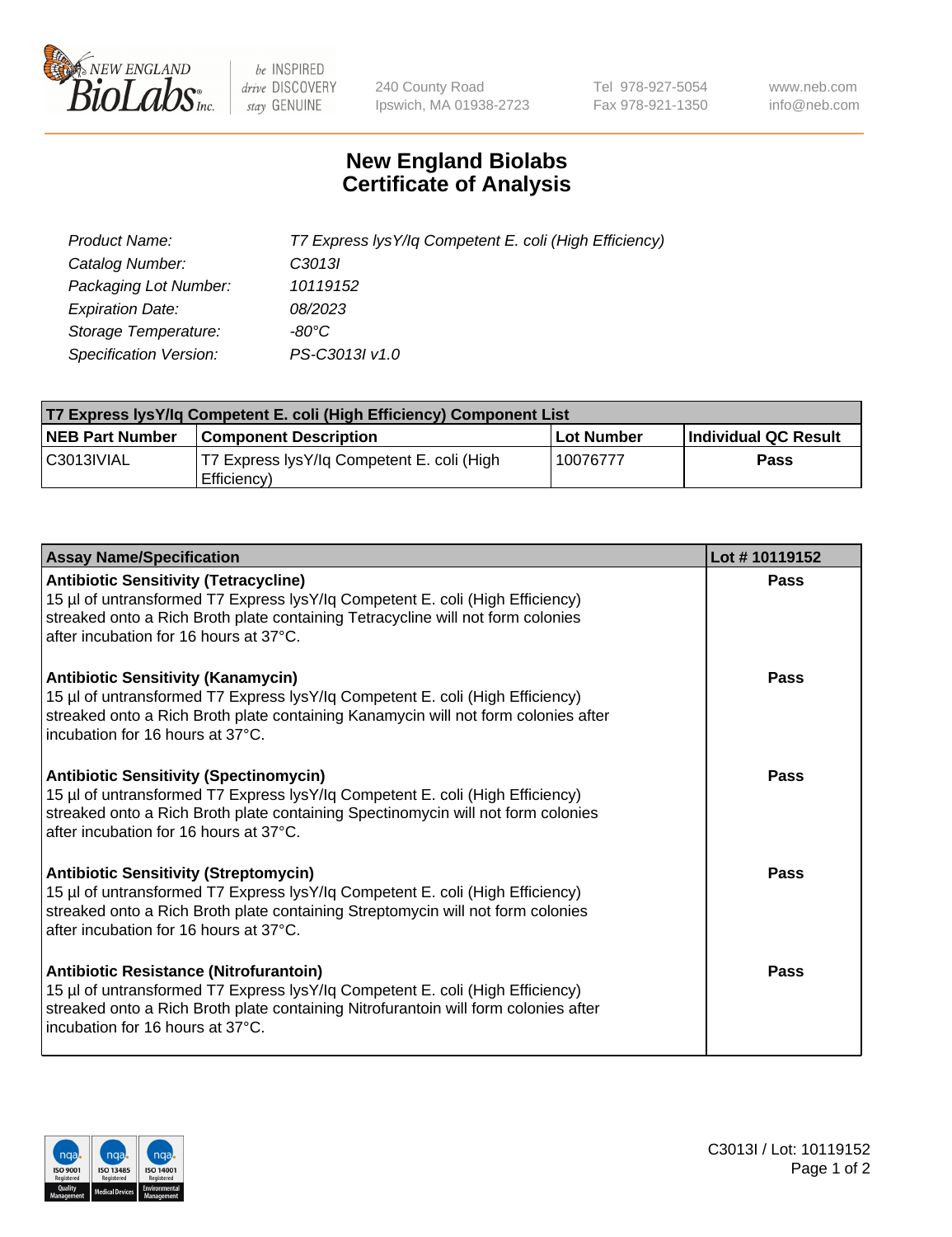NEW ENGLAND BioLabs Inc. — be INSPIRED drive DISCOVERY stay GENUINE

240 County Road
Ipswich, MA 01938-2723

Tel 978-927-5054
Fax 978-921-1350

www.neb.com
info@neb.com

# New England Biolabs Certificate of Analysis

| | |
|---|---|
| *Product Name:* | *T7 Express lysY/Iq Competent E. coli (High Efficiency)* |
| *Catalog Number:* | *C3013I* |
| *Packaging Lot Number:* | *10119152* |
| *Expiration Date:* | *08/2023* |
| *Storage Temperature:* | *-80°C* |
| *Specification Version:* | *PS-C3013I v1.0* |

| T7 Express lysY/Iq Competent E. coli (High Efficiency) Component List | | | |
|---|---|---|---|
| **NEB Part Number** | **Component Description** | **Lot Number** | **Individual QC Result** |
| C3013IVIAL | T7 Express lysY/Iq Competent E. coli (High Efficiency) | 10076777 | **Pass** |

| Assay Name/Specification | Lot # 10119152 |
|---|---|
| **Antibiotic Sensitivity (Tetracycline)** 15 µl of untransformed T7 Express lysY/Iq Competent E. coli (High Efficiency) streaked onto a Rich Broth plate containing Tetracycline will not form colonies after incubation for 16 hours at 37°C. | **Pass** |
| **Antibiotic Sensitivity (Kanamycin)** 15 µl of untransformed T7 Express lysY/Iq Competent E. coli (High Efficiency) streaked onto a Rich Broth plate containing Kanamycin will not form colonies after incubation for 16 hours at 37°C. | **Pass** |
| **Antibiotic Sensitivity (Spectinomycin)** 15 µl of untransformed T7 Express lysY/Iq Competent E. coli (High Efficiency) streaked onto a Rich Broth plate containing Spectinomycin will not form colonies after incubation for 16 hours at 37°C. | **Pass** |
| **Antibiotic Sensitivity (Streptomycin)** 15 µl of untransformed T7 Express lysY/Iq Competent E. coli (High Efficiency) streaked onto a Rich Broth plate containing Streptomycin will not form colonies after incubation for 16 hours at 37°C. | **Pass** |
| **Antibiotic Resistance (Nitrofurantoin)** 15 µl of untransformed T7 Express lysY/Iq Competent E. coli (High Efficiency) streaked onto a Rich Broth plate containing Nitrofurantoin will form colonies after incubation for 16 hours at 37°C. | **Pass** |

C3013I / Lot: 10119152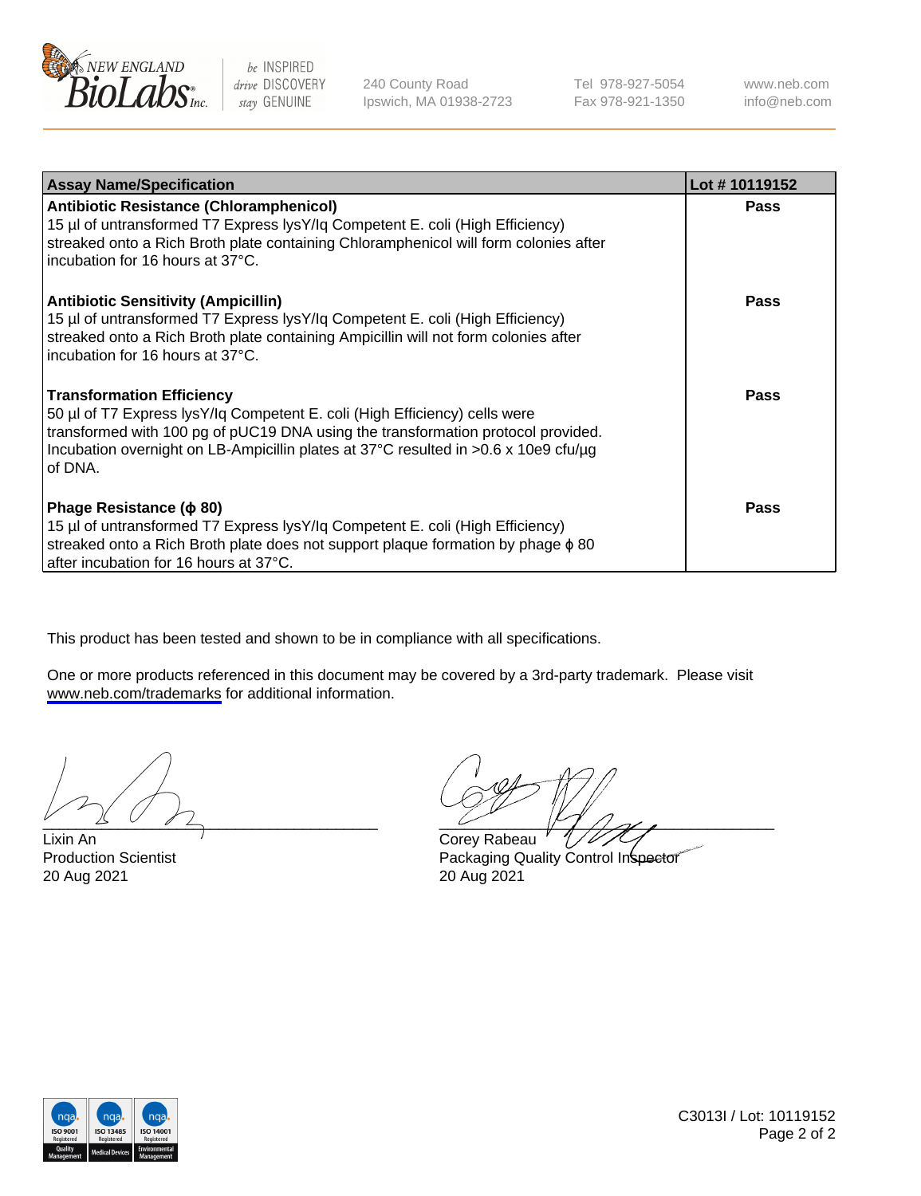240 County Road
Ipswich, MA 01938-2723

Tel 978-927-5054
Fax 978-921-1350

www.neb.com
info@neb.com

| Assay Name/Specification | Lot # 10119152 |
|---|---|
| **Antibiotic Resistance (Chloramphenicol)**<br>15 µl of untransformed T7 Express lysY/Iq Competent E. coli (High Efficiency) streaked onto a Rich Broth plate containing Chloramphenicol will form colonies after incubation for 16 hours at 37°C. | **Pass** |
| **Antibiotic Sensitivity (Ampicillin)**<br>15 µl of untransformed T7 Express lysY/Iq Competent E. coli (High Efficiency) streaked onto a Rich Broth plate containing Ampicillin will not form colonies after incubation for 16 hours at 37°C. | **Pass** |
| **Transformation Efficiency**<br>50 µl of T7 Express lysY/Iq Competent E. coli (High Efficiency) cells were transformed with 100 pg of pUC19 DNA using the transformation protocol provided. Incubation overnight on LB-Ampicillin plates at 37°C resulted in >0.6 x 10e9 cfu/µg of DNA. | **Pass** |
| **Phage Resistance (ϕ 80)**<br>15 µl of untransformed T7 Express lysY/Iq Competent E. coli (High Efficiency) streaked onto a Rich Broth plate does not support plaque formation by phage ϕ 80 after incubation for 16 hours at 37°C. | **Pass** |

This product has been tested and shown to be in compliance with all specifications.

One or more products referenced in this document may be covered by a 3rd-party trademark. Please visit www.neb.com/trademarks for additional information.

Lixin An
Production Scientist
20 Aug 2021

Corey Rabeau
Packaging Quality Control Inspector
20 Aug 2021

C3013I / Lot: 10119152